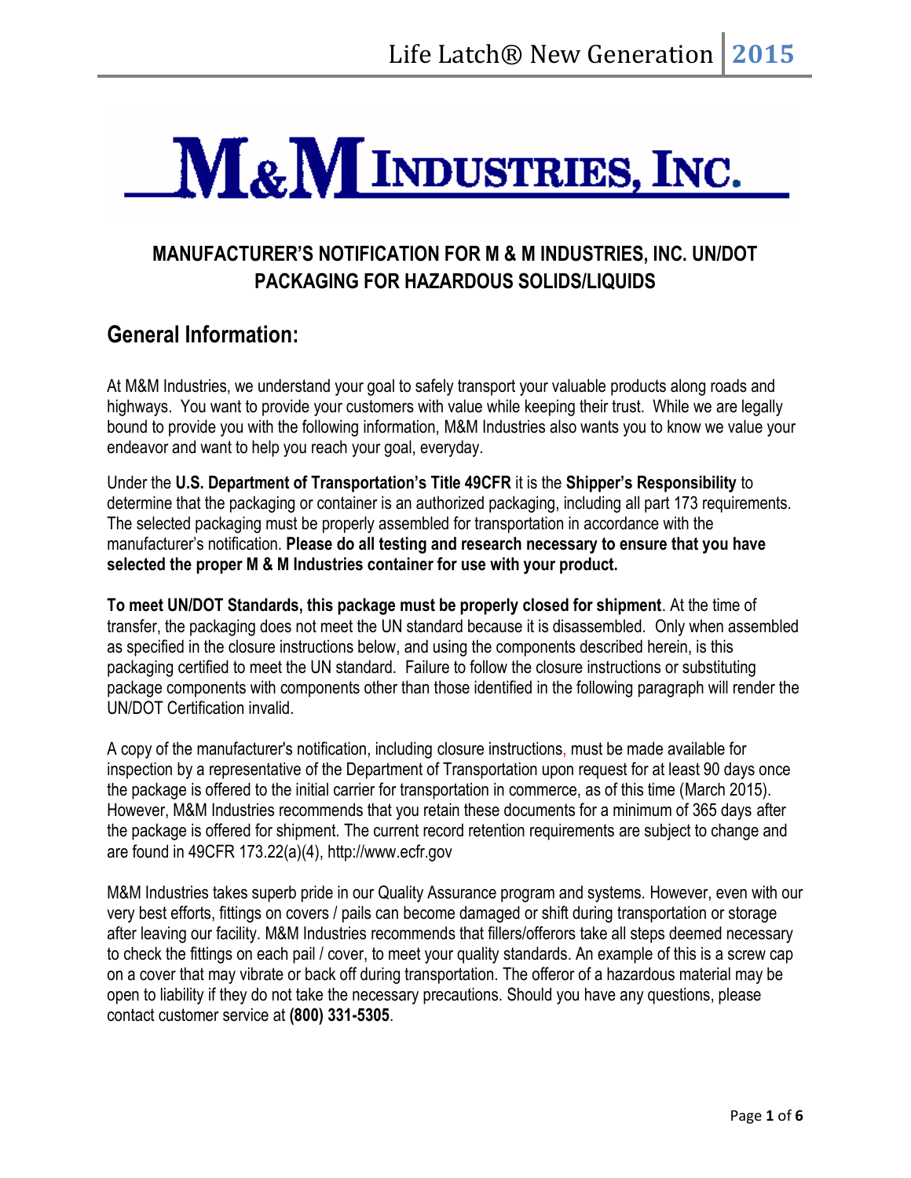# M&M INDUSTRIES, INC.

## MANUFACTURER'S NOTIFICATION FOR M & M INDUSTRIES, INC. UN/DOT PACKAGING FOR HAZARDOUS SOLIDS/LIQUIDS

## General Information:

At M&M Industries, we understand your goal to safely transport your valuable products along roads and highways. You want to provide your customers with value while keeping their trust. While we are legally bound to provide you with the following information, M&M Industries also wants you to know we value your endeavor and want to help you reach your goal, everyday.

Under the **U.S. Department of Transportation's Title 49CFR** it is the **Shipper's Responsibility** to determine that the packaging or container is an authorized packaging, including all part 173 requirements. The selected packaging must be properly assembled for transportation in accordance with the manufacturer's notification. **Please do all testing and research necessary to ensure that you have selected the proper M & M Industries container for use with your product.**

**To meet UN/DOT Standards, this package must be properly closed for shipment**. At the time of transfer, the packaging does not meet the UN standard because it is disassembled. Only when assembled as specified in the closure instructions below, and using the components described herein, is this packaging certified to meet the UN standard. Failure to follow the closure instructions or substituting package components with components other than those identified in the following paragraph will render the UN/DOT Certification invalid.

A copy of the manufacturer's notification, including closure instructions, must be made available for inspection by a representative of the Department of Transportation upon request for at least 90 days once the package is offered to the initial carrier for transportation in commerce, as of this time (March 2015). However, M&M Industries recommends that you retain these documents for a minimum of 365 days after the package is offered for shipment. The current record retention requirements are subject to change and are found in 49CFR 173.22(a)(4), http://www.ecfr.gov

M&M Industries takes superb pride in our Quality Assurance program and systems. However, even with our very best efforts, fittings on covers / pails can become damaged or shift during transportation or storage after leaving our facility. M&M Industries recommends that fillers/offerors take all steps deemed necessary to check the fittings on each pail / cover, to meet your quality standards. An example of this is a screw cap on a cover that may vibrate or back off during transportation. The offeror of a hazardous material may be open to liability if they do not take the necessary precautions. Should you have any questions, please contact customer service at **(800) 331-5305**.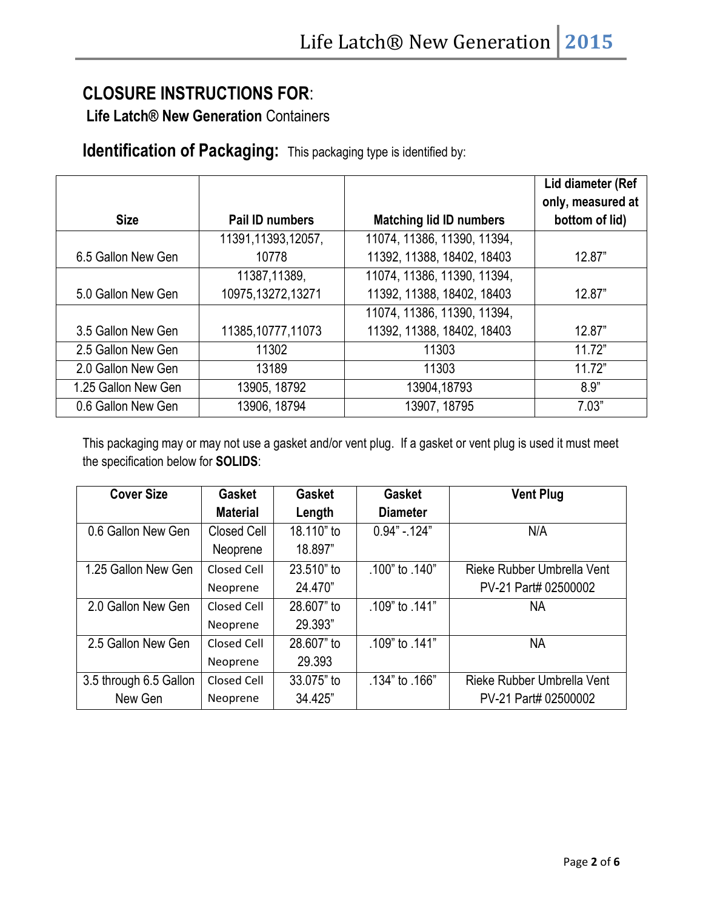## CLOSURE INSTRUCTIONS FOR:

**Life Latch® New Generation** Containers

### Identification of Packaging: This packaging type is identified by:

| Size | Pail ID numbers | Matching lid ID numbers | Lid diameter (Ref only, measured at bottom of lid) |
|---|---|---|---|
| 6.5 Gallon New Gen | 11391,11393,12057, 10778 | 11074, 11386, 11390, 11394, 11392, 11388, 18402, 18403 | 12.87" |
| 5.0 Gallon New Gen | 11387,11389, 10975,13272,13271 | 11074, 11386, 11390, 11394, 11392, 11388, 18402, 18403 | 12.87" |
| 3.5 Gallon New Gen | 11385,10777,11073 | 11074, 11386, 11390, 11394, 11392, 11388, 18402, 18403 | 12.87" |
| 2.5 Gallon New Gen | 11302 | 11303 | 11.72" |
| 2.0 Gallon New Gen | 13189 | 11303 | 11.72" |
| 1.25 Gallon New Gen | 13905, 18792 | 13904,18793 | 8.9" |
| 0.6 Gallon New Gen | 13906, 18794 | 13907, 18795 | 7.03" |

This packaging may or may not use a gasket and/or vent plug. If a gasket or vent plug is used it must meet the specification below for **SOLIDS**:

| Cover Size | Gasket Material | Gasket Length | Gasket Diameter | Vent Plug |
|---|---|---|---|---|
| 0.6 Gallon New Gen | Closed Cell Neoprene | 18.110" to 18.897" | 0.94" -.124" | N/A |
| 1.25 Gallon New Gen | Closed Cell Neoprene | 23.510" to 24.470" | .100" to .140" | Rieke Rubber Umbrella Vent PV-21 Part# 02500002 |
| 2.0 Gallon New Gen | Closed Cell Neoprene | 28.607" to 29.393" | .109" to .141" | NA |
| 2.5 Gallon New Gen | Closed Cell Neoprene | 28.607" to 29.393 | .109" to .141" | NA |
| 3.5 through 6.5 Gallon New Gen | Closed Cell Neoprene | 33.075" to 34.425" | .134" to .166" | Rieke Rubber Umbrella Vent PV-21 Part# 02500002 |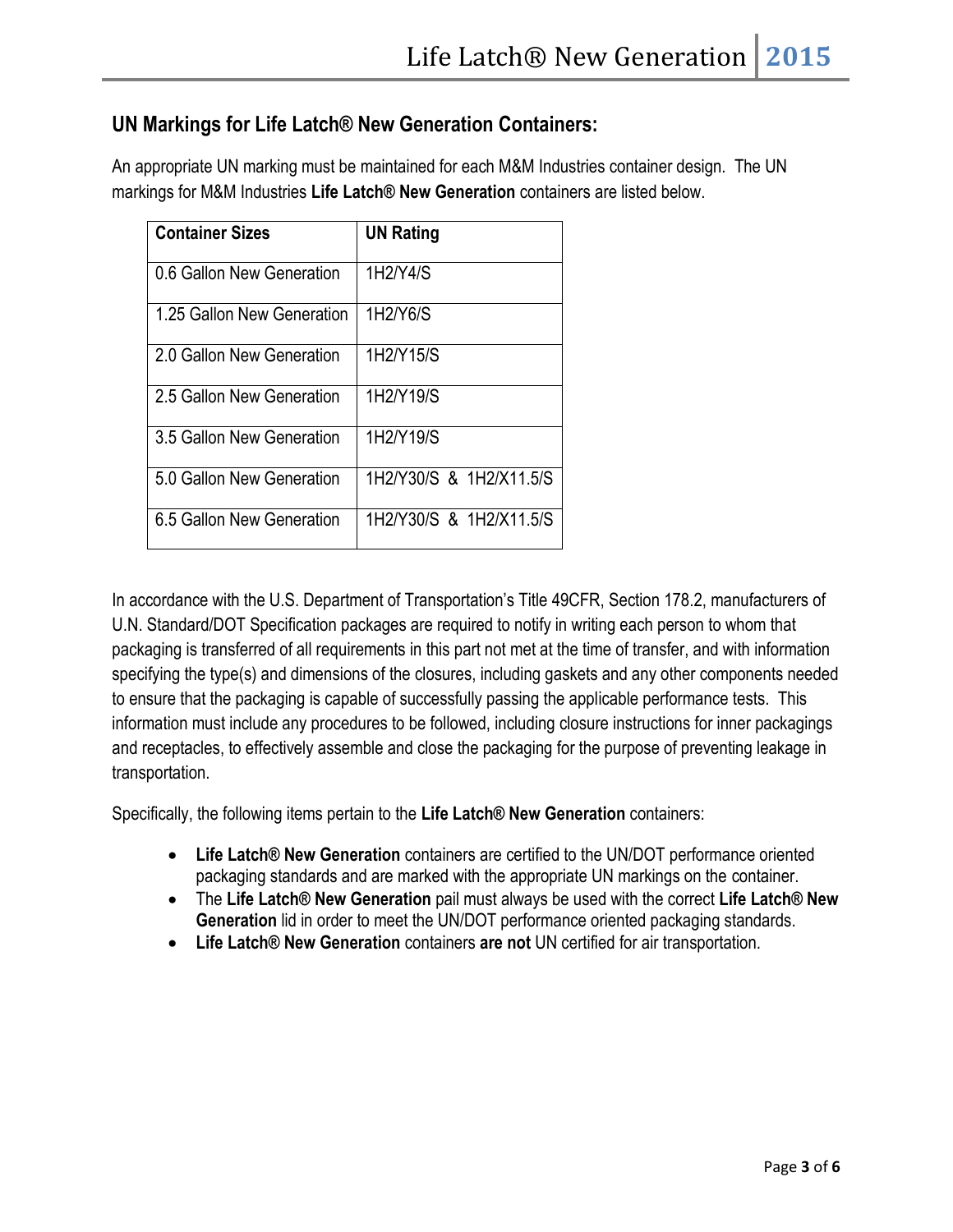## UN Markings for Life Latch® New Generation Containers:

An appropriate UN marking must be maintained for each M&M Industries container design. The UN markings for M&M Industries **Life Latch® New Generation** containers are listed below.

| Container Sizes | UN Rating |
| --- | --- |
| 0.6 Gallon New Generation | 1H2/Y4/S |
| 1.25 Gallon New Generation | 1H2/Y6/S |
| 2.0 Gallon New Generation | 1H2/Y15/S |
| 2.5 Gallon New Generation | 1H2/Y19/S |
| 3.5 Gallon New Generation | 1H2/Y19/S |
| 5.0 Gallon New Generation | 1H2/Y30/S & 1H2/X11.5/S |
| 6.5 Gallon New Generation | 1H2/Y30/S & 1H2/X11.5/S |

In accordance with the U.S. Department of Transportation's Title 49CFR, Section 178.2, manufacturers of U.N. Standard/DOT Specification packages are required to notify in writing each person to whom that packaging is transferred of all requirements in this part not met at the time of transfer, and with information specifying the type(s) and dimensions of the closures, including gaskets and any other components needed to ensure that the packaging is capable of successfully passing the applicable performance tests. This information must include any procedures to be followed, including closure instructions for inner packagings and receptacles, to effectively assemble and close the packaging for the purpose of preventing leakage in transportation.

Specifically, the following items pertain to the **Life Latch® New Generation** containers:

- **Life Latch® New Generation** containers are certified to the UN/DOT performance oriented packaging standards and are marked with the appropriate UN markings on the container.
- The **Life Latch® New Generation** pail must always be used with the correct **Life Latch® New Generation** lid in order to meet the UN/DOT performance oriented packaging standards.
- **Life Latch® New Generation** containers **are not** UN certified for air transportation.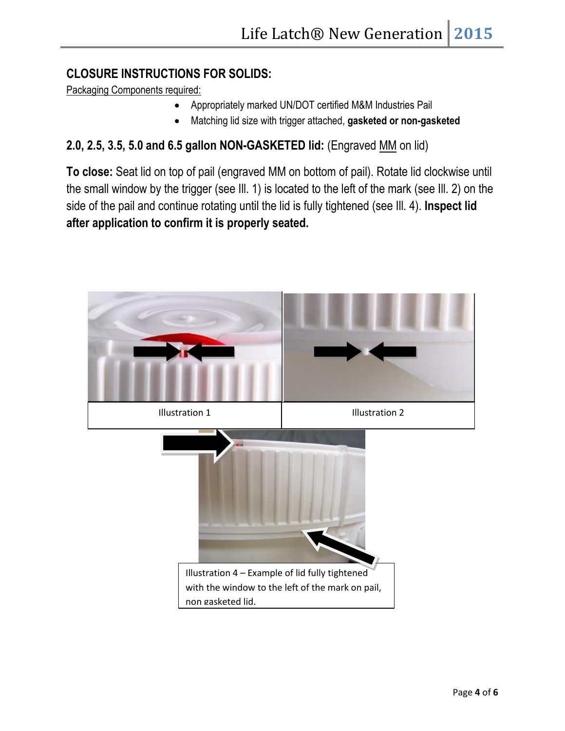## CLOSURE INSTRUCTIONS FOR SOLIDS:

Packaging Components required:

- Appropriately marked UN/DOT certified M&M Industries Pail
- Matching lid size with trigger attached, **gasketed or non-gasketed**

### 2.0, 2.5, 3.5, 5.0 and 6.5 gallon NON-GASKETED lid: (Engraved MM on lid)

**To close:** Seat lid on top of pail (engraved MM on bottom of pail). Rotate lid clockwise until the small window by the trigger (see Ill. 1) is located to the left of the mark (see Ill. 2) on the side of the pail and continue rotating until the lid is fully tightened (see Ill. 4). **Inspect lid after application to confirm it is properly seated.**

Illustration 1

Illustration 2

Illustration 4 – Example of lid fully tightened with the window to the left of the mark on pail, non gasketed lid.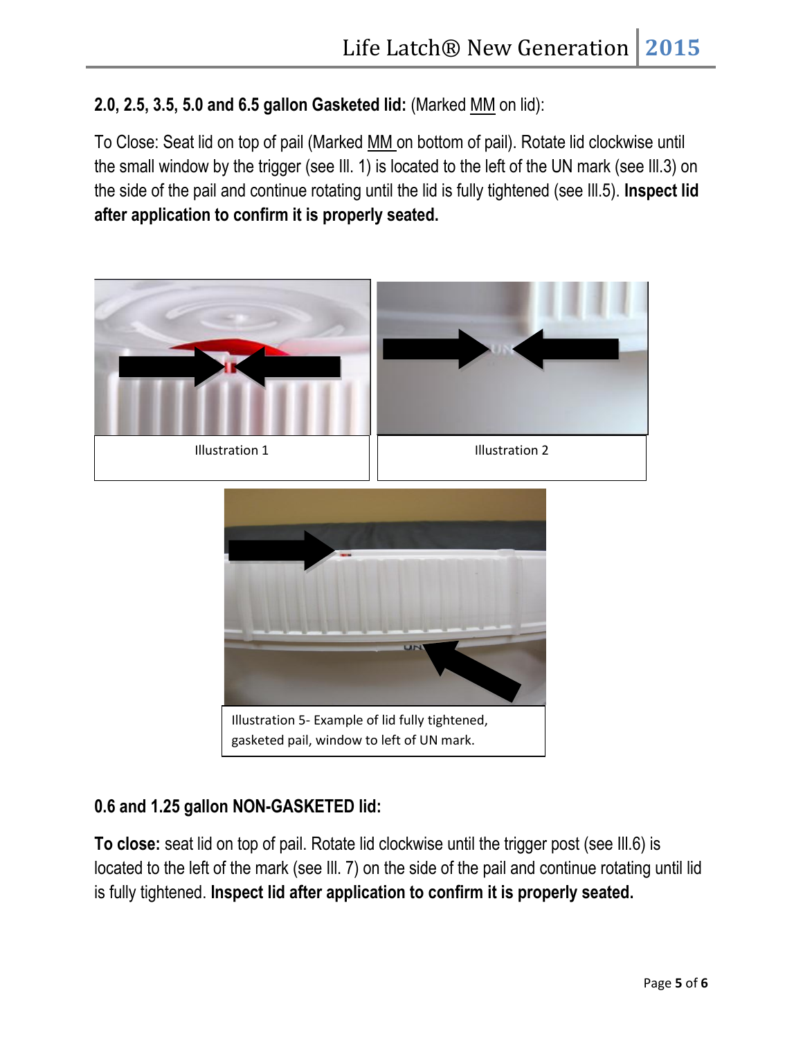**2.0, 2.5, 3.5, 5.0 and 6.5 gallon Gasketed lid:** (Marked MM on lid):

To Close: Seat lid on top of pail (Marked MM on bottom of pail). Rotate lid clockwise until the small window by the trigger (see Ill. 1) is located to the left of the UN mark (see Ill.3) on the side of the pail and continue rotating until the lid is fully tightened (see Ill.5). **Inspect lid after application to confirm it is properly seated.**

Illustration 1

Illustration 2

Illustration 5- Example of lid fully tightened, gasketed pail, window to left of UN mark.

**0.6 and 1.25 gallon NON-GASKETED lid:**

**To close:** seat lid on top of pail. Rotate lid clockwise until the trigger post (see Ill.6) is located to the left of the mark (see Ill. 7) on the side of the pail and continue rotating until lid is fully tightened. **Inspect lid after application to confirm it is properly seated.**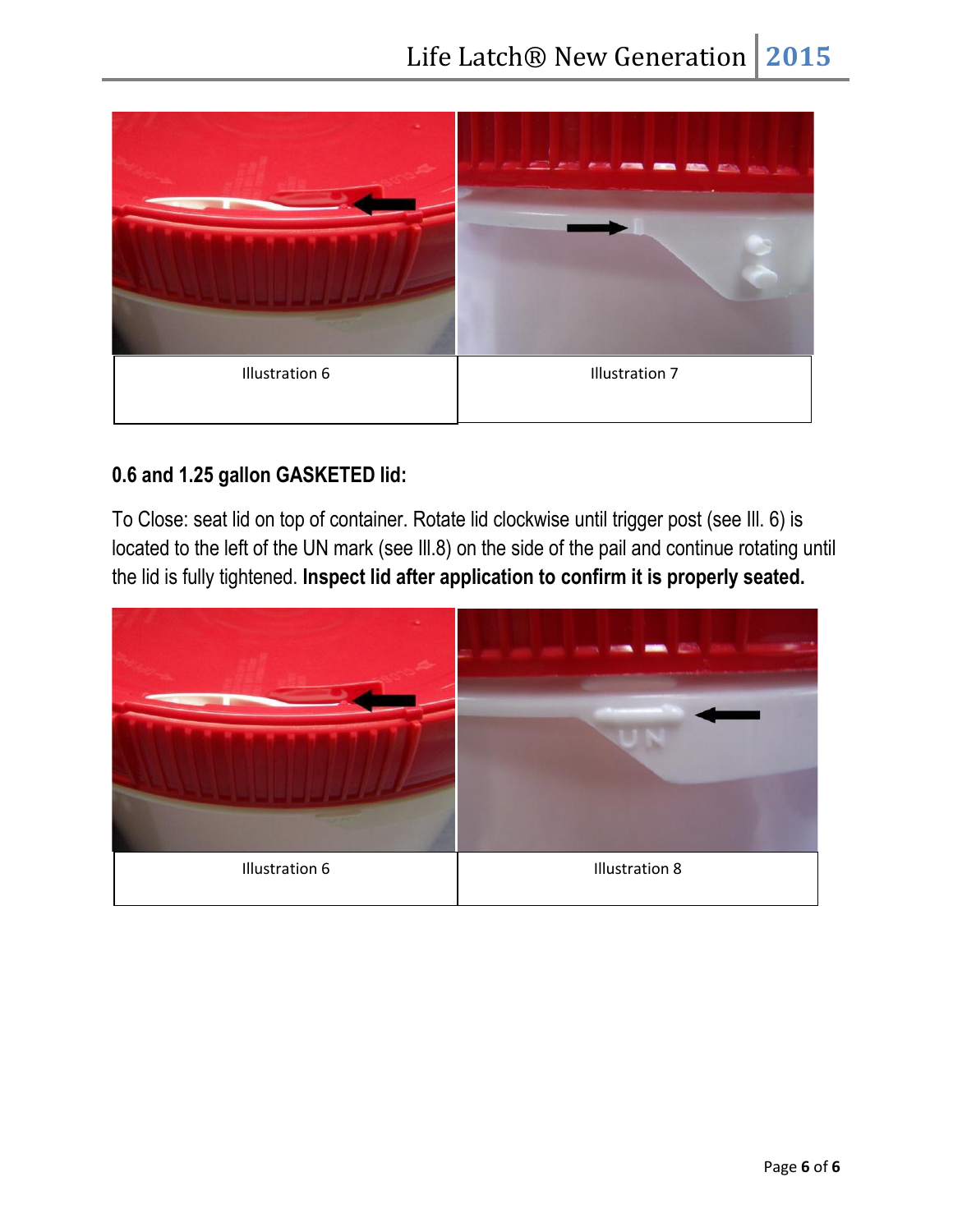Illustration 6

Illustration 7

**0.6 and 1.25 gallon GASKETED lid:**

To Close: seat lid on top of container. Rotate lid clockwise until trigger post (see Ill. 6) is located to the left of the UN mark (see Ill.8) on the side of the pail and continue rotating until the lid is fully tightened. **Inspect lid after application to confirm it is properly seated.**

Illustration 6

Illustration 8